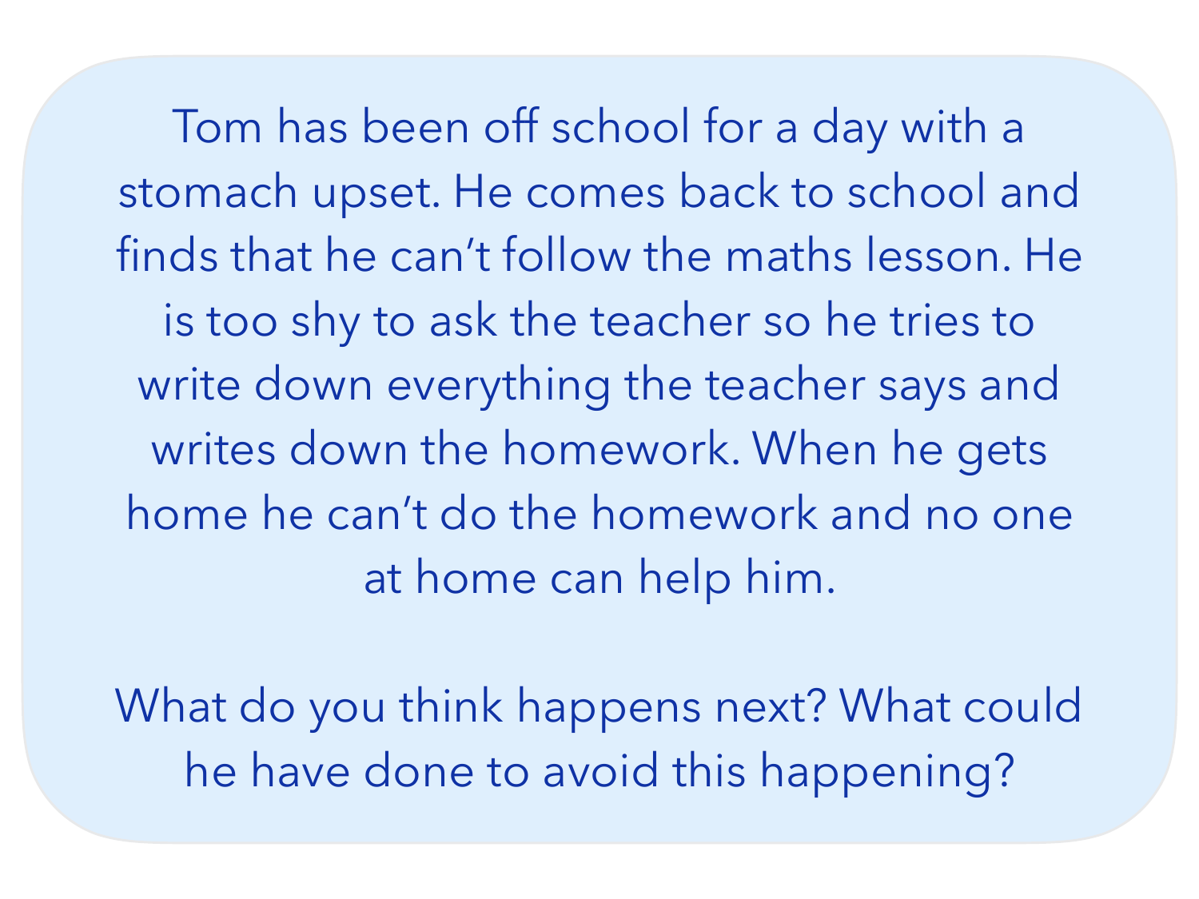Tom has been off school for a day with a stomach upset. He comes back to school and finds that he can't follow the maths lesson. He is too shy to ask the teacher so he tries to write down everything the teacher says and writes down the homework. When he gets home he can't do the homework and no one at home can help him.

What do you think happens next? What could he have done to avoid this happening?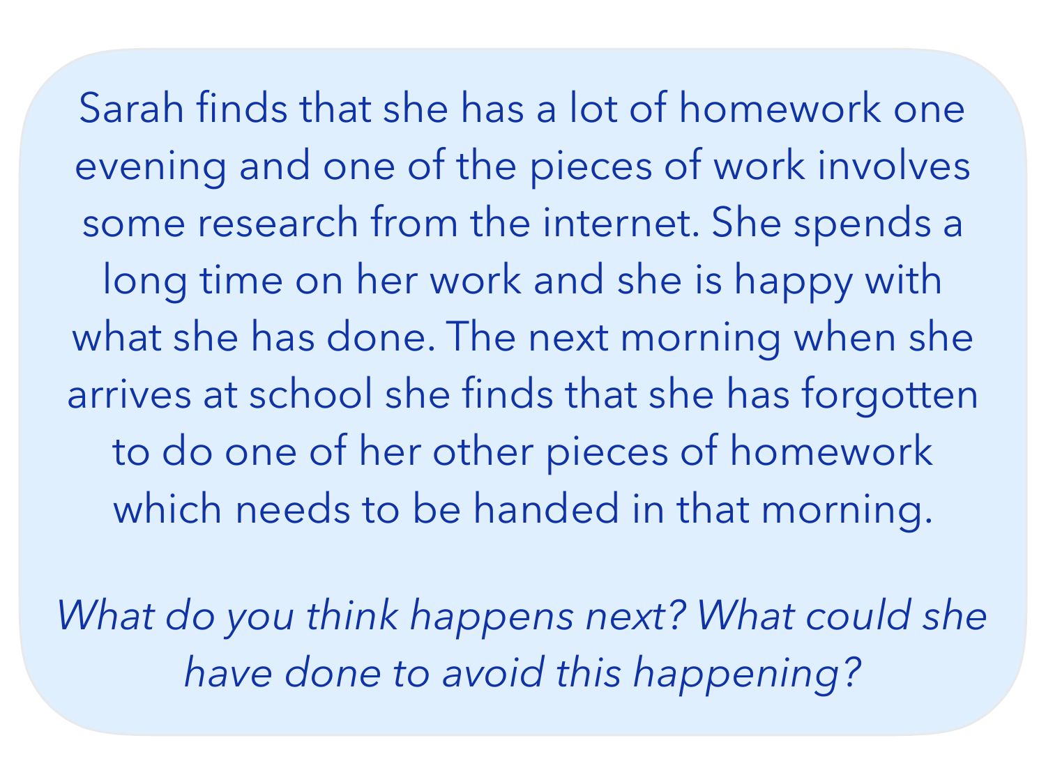Sarah finds that she has a lot of homework one evening and one of the pieces of work involves some research from the internet. She spends a long time on her work and she is happy with what she has done. The next morning when she arrives at school she finds that she has forgotten to do one of her other pieces of homework which needs to be handed in that morning.

*What do you think happens next? What could she have done to avoid this happening?*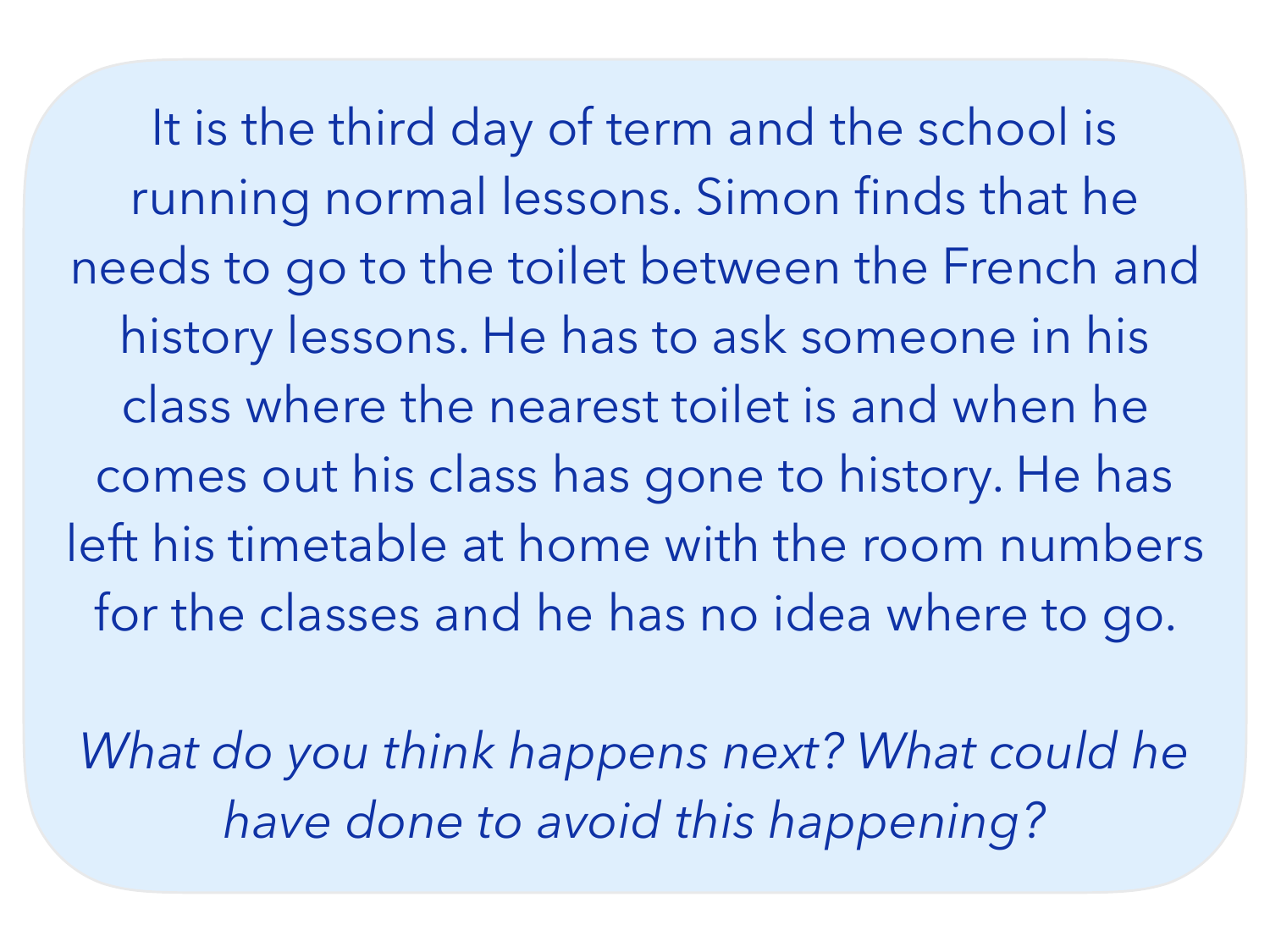It is the third day of term and the school is running normal lessons. Simon finds that he needs to go to the toilet between the French and history lessons. He has to ask someone in his class where the nearest toilet is and when he comes out his class has gone to history. He has left his timetable at home with the room numbers for the classes and he has no idea where to go.

*What do you think happens next? What could he have done to avoid this happening?*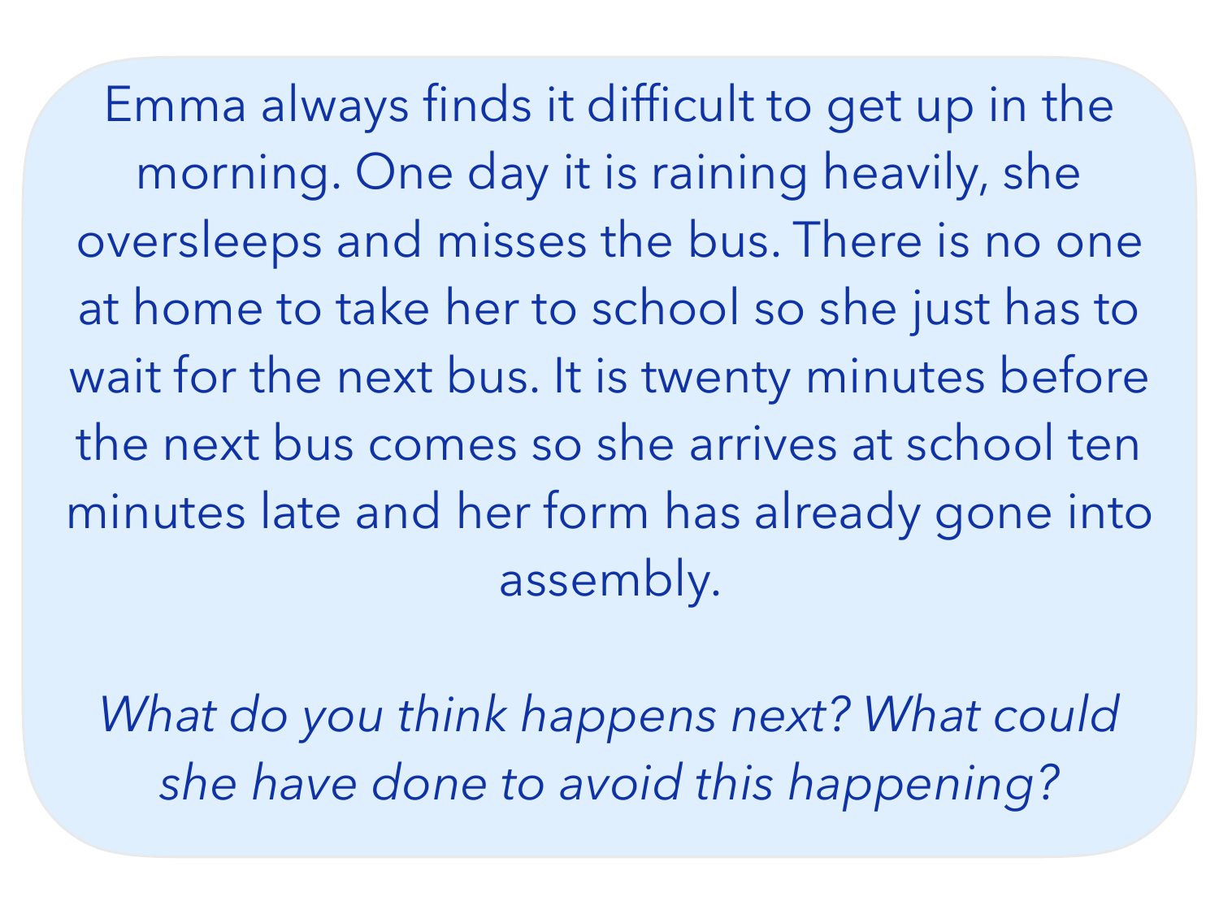Emma always finds it difficult to get up in the morning. One day it is raining heavily, she oversleeps and misses the bus. There is no one at home to take her to school so she just has to wait for the next bus. It is twenty minutes before the next bus comes so she arrives at school ten minutes late and her form has already gone into assembly.

*What do you think happens next? What could she have done to avoid this happening?*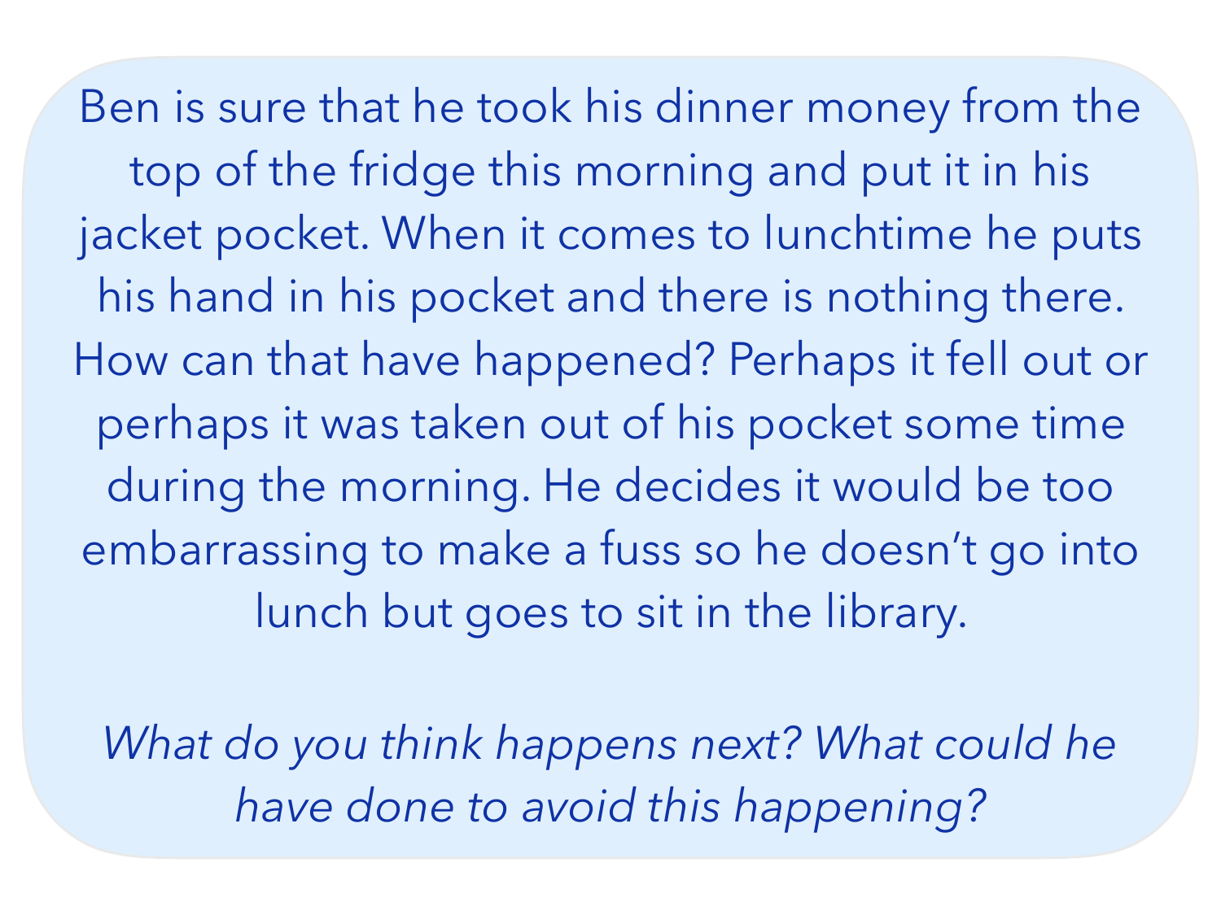Ben is sure that he took his dinner money from the top of the fridge this morning and put it in his jacket pocket. When it comes to lunchtime he puts his hand in his pocket and there is nothing there. How can that have happened? Perhaps it fell out or perhaps it was taken out of his pocket some time during the morning. He decides it would be too embarrassing to make a fuss so he doesn't go into lunch but goes to sit in the library.

*What do you think happens next? What could he have done to avoid this happening?*